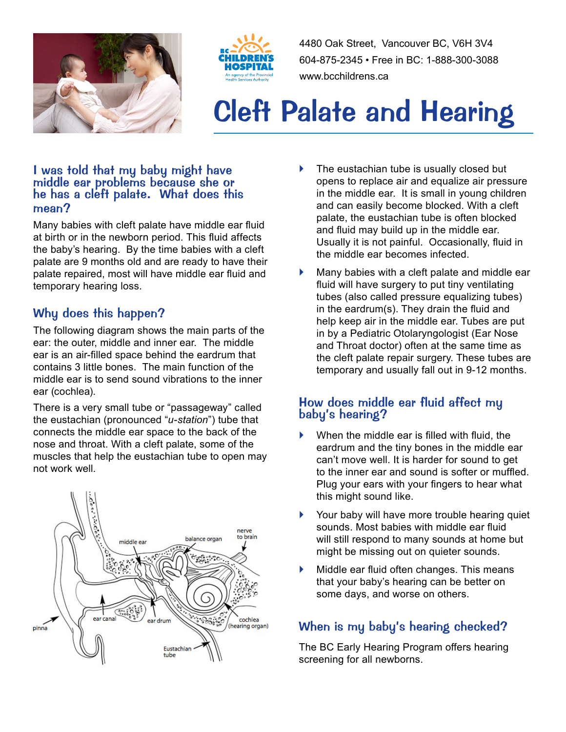4480 Oak Street, Vancouver BC, V6H 3V4
604-875-2345 • Free in BC: 1-888-300-3088
www.bcchildrens.ca

# Cleft Palate and Hearing

## I was told that my baby might have middle ear problems because she or he has a cleft palate. What does this mean?

Many babies with cleft palate have middle ear fluid at birth or in the newborn period. This fluid affects the baby's hearing. By the time babies with a cleft palate are 9 months old and are ready to have their palate repaired, most will have middle ear fluid and temporary hearing loss.

## Why does this happen?

The following diagram shows the main parts of the ear: the outer, middle and inner ear. The middle ear is an air-filled space behind the eardrum that contains 3 little bones. The main function of the middle ear is to send sound vibrations to the inner ear (cochlea).

There is a very small tube or "passageway" called the eustachian (pronounced "*u-station*") tube that connects the middle ear space to the back of the nose and throat. With a cleft palate, some of the muscles that help the eustachian tube to open may not work well.

- The eustachian tube is usually closed but opens to replace air and equalize air pressure in the middle ear. It is small in young children and can easily become blocked. With a cleft palate, the eustachian tube is often blocked and fluid may build up in the middle ear. Usually it is not painful. Occasionally, fluid in the middle ear becomes infected.
- Many babies with a cleft palate and middle ear fluid will have surgery to put tiny ventilating tubes (also called pressure equalizing tubes) in the eardrum(s). They drain the fluid and help keep air in the middle ear. Tubes are put in by a Pediatric Otolaryngologist (Ear Nose and Throat doctor) often at the same time as the cleft palate repair surgery. These tubes are temporary and usually fall out in 9-12 months.

## How does middle ear fluid affect my baby's hearing?

- When the middle ear is filled with fluid, the eardrum and the tiny bones in the middle ear can't move well. It is harder for sound to get to the inner ear and sound is softer or muffled. Plug your ears with your fingers to hear what this might sound like.
- Your baby will have more trouble hearing quiet sounds. Most babies with middle ear fluid will still respond to many sounds at home but might be missing out on quieter sounds.
- Middle ear fluid often changes. This means that your baby's hearing can be better on some days, and worse on others.

## When is my baby's hearing checked?

The BC Early Hearing Program offers hearing screening for all newborns.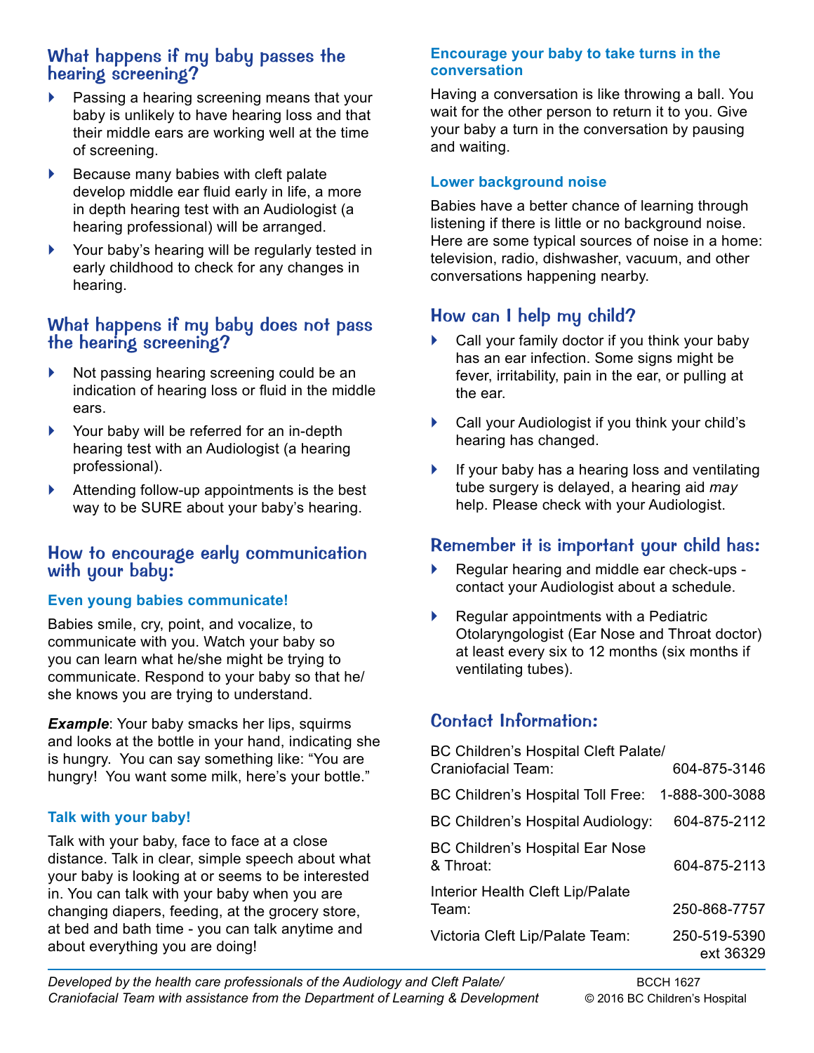## What happens if my baby passes the hearing screening?

- Passing a hearing screening means that your baby is unlikely to have hearing loss and that their middle ears are working well at the time of screening.
- Because many babies with cleft palate develop middle ear fluid early in life, a more in depth hearing test with an Audiologist (a hearing professional) will be arranged.
- Your baby's hearing will be regularly tested in early childhood to check for any changes in hearing.

## What happens if my baby does not pass the hearing screening?

- Not passing hearing screening could be an indication of hearing loss or fluid in the middle ears.
- Your baby will be referred for an in-depth hearing test with an Audiologist (a hearing professional).
- Attending follow-up appointments is the best way to be SURE about your baby's hearing.

## How to encourage early communication with your baby:

### Even young babies communicate!

Babies smile, cry, point, and vocalize, to communicate with you. Watch your baby so you can learn what he/she might be trying to communicate. Respond to your baby so that he/she knows you are trying to understand.

***Example***: Your baby smacks her lips, squirms and looks at the bottle in your hand, indicating she is hungry. You can say something like: "You are hungry! You want some milk, here's your bottle."

### Talk with your baby!

Talk with your baby, face to face at a close distance. Talk in clear, simple speech about what your baby is looking at or seems to be interested in. You can talk with your baby when you are changing diapers, feeding, at the grocery store, at bed and bath time - you can talk anytime and about everything you are doing!

### Encourage your baby to take turns in the conversation

Having a conversation is like throwing a ball. You wait for the other person to return it to you. Give your baby a turn in the conversation by pausing and waiting.

### Lower background noise

Babies have a better chance of learning through listening if there is little or no background noise. Here are some typical sources of noise in a home: television, radio, dishwasher, vacuum, and other conversations happening nearby.

## How can I help my child?

- Call your family doctor if you think your baby has an ear infection. Some signs might be fever, irritability, pain in the ear, or pulling at the ear.
- Call your Audiologist if you think your child's hearing has changed.
- If your baby has a hearing loss and ventilating tube surgery is delayed, a hearing aid *may* help. Please check with your Audiologist.

## Remember it is important your child has:

- Regular hearing and middle ear check-ups - contact your Audiologist about a schedule.
- Regular appointments with a Pediatric Otolaryngologist (Ear Nose and Throat doctor) at least every six to 12 months (six months if ventilating tubes).

## Contact Information:

| | |
|---|---|
| BC Children's Hospital Cleft Palate/ Craniofacial Team: | 604-875-3146 |
| BC Children's Hospital Toll Free: | 1-888-300-3088 |
| BC Children's Hospital Audiology: | 604-875-2112 |
| BC Children's Hospital Ear Nose & Throat: | 604-875-2113 |
| Interior Health Cleft Lip/Palate Team: | 250-868-7757 |
| Victoria Cleft Lip/Palate Team: | 250-519-5390 ext 36329 |

*Developed by the health care professionals of the Audiology and Cleft Palate/ Craniofacial Team with assistance from the Department of Learning & Development*

BCCH 1627
© 2016 BC Children's Hospital